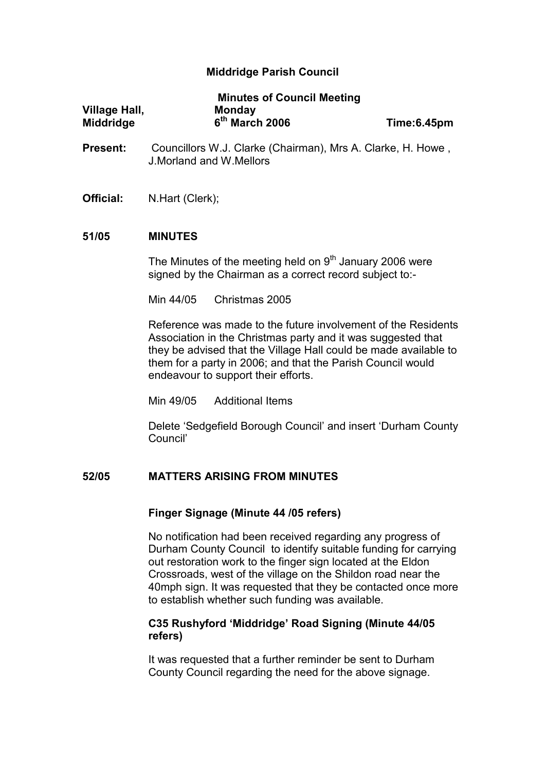# Middridge Parish Council

## Minutes of Council Meeting

**Village Hall, Middridge** | **Monday 6th March 2006** | **Time:6.45pm**

**Present:** Councillors W.J. Clarke (Chairman), Mrs A. Clarke, H. Howe , J.Morland and W.Mellors

**Official:** N.Hart (Clerk);

## 51/05 MINUTES

The Minutes of the meeting held on 9th January 2006 were signed by the Chairman as a correct record subject to:-

Min 44/05 Christmas 2005

Reference was made to the future involvement of the Residents Association in the Christmas party and it was suggested that they be advised that the Village Hall could be made available to them for a party in 2006; and that the Parish Council would endeavour to support their efforts.

Min 49/05 Additional Items

Delete 'Sedgefield Borough Council' and insert 'Durham County Council'

## 52/05 MATTERS ARISING FROM MINUTES

### Finger Signage (Minute 44 /05 refers)

No notification had been received regarding any progress of Durham County Council to identify suitable funding for carrying out restoration work to the finger sign located at the Eldon Crossroads, west of the village on the Shildon road near the 40mph sign. It was requested that they be contacted once more to establish whether such funding was available.

### C35 Rushyford 'Middridge' Road Signing (Minute 44/05 refers)

It was requested that a further reminder be sent to Durham County Council regarding the need for the above signage.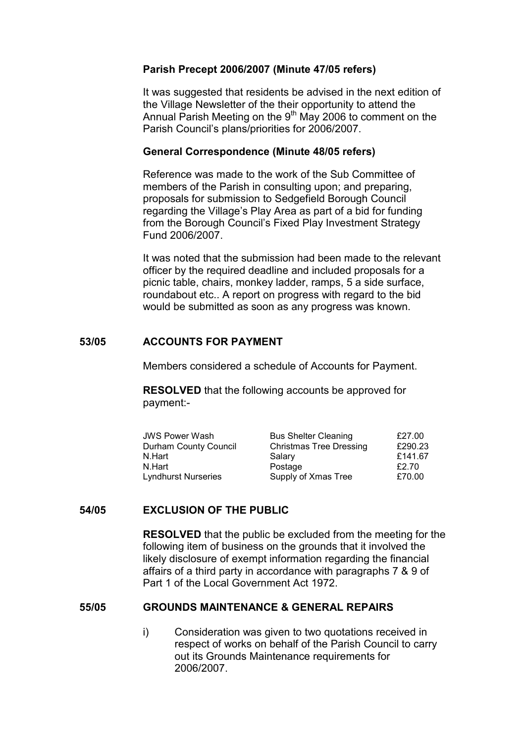**Parish Precept 2006/2007 (Minute 47/05 refers)**

It was suggested that residents be advised in the next edition of the Village Newsletter of the their opportunity to attend the Annual Parish Meeting on the 9th May 2006 to comment on the Parish Council's plans/priorities for 2006/2007.

**General Correspondence (Minute 48/05 refers)**

Reference was made to the work of the Sub Committee of members of the Parish in consulting upon; and preparing, proposals for submission to Sedgefield Borough Council regarding the Village's Play Area as part of a bid for funding from the Borough Council's Fixed Play Investment Strategy Fund 2006/2007.

It was noted that the submission had been made to the relevant officer by the required deadline and included proposals for a picnic table, chairs, monkey ladder, ramps, 5 a side surface, roundabout etc.. A report on progress with regard to the bid would be submitted as soon as any progress was known.

## 53/05 ACCOUNTS FOR PAYMENT

Members considered a schedule of Accounts for Payment.

**RESOLVED** that the following accounts be approved for payment:-

| | | |
|---|---|---|
| JWS Power Wash | Bus Shelter Cleaning | £27.00 |
| Durham County Council | Christmas Tree Dressing | £290.23 |
| N.Hart | Salary | £141.67 |
| N.Hart | Postage | £2.70 |
| Lyndhurst Nurseries | Supply of Xmas Tree | £70.00 |

## 54/05 EXCLUSION OF THE PUBLIC

**RESOLVED** that the public be excluded from the meeting for the following item of business on the grounds that it involved the likely disclosure of exempt information regarding the financial affairs of a third party in accordance with paragraphs 7 & 9 of Part 1 of the Local Government Act 1972.

## 55/05 GROUNDS MAINTENANCE & GENERAL REPAIRS

i) Consideration was given to two quotations received in respect of works on behalf of the Parish Council to carry out its Grounds Maintenance requirements for 2006/2007.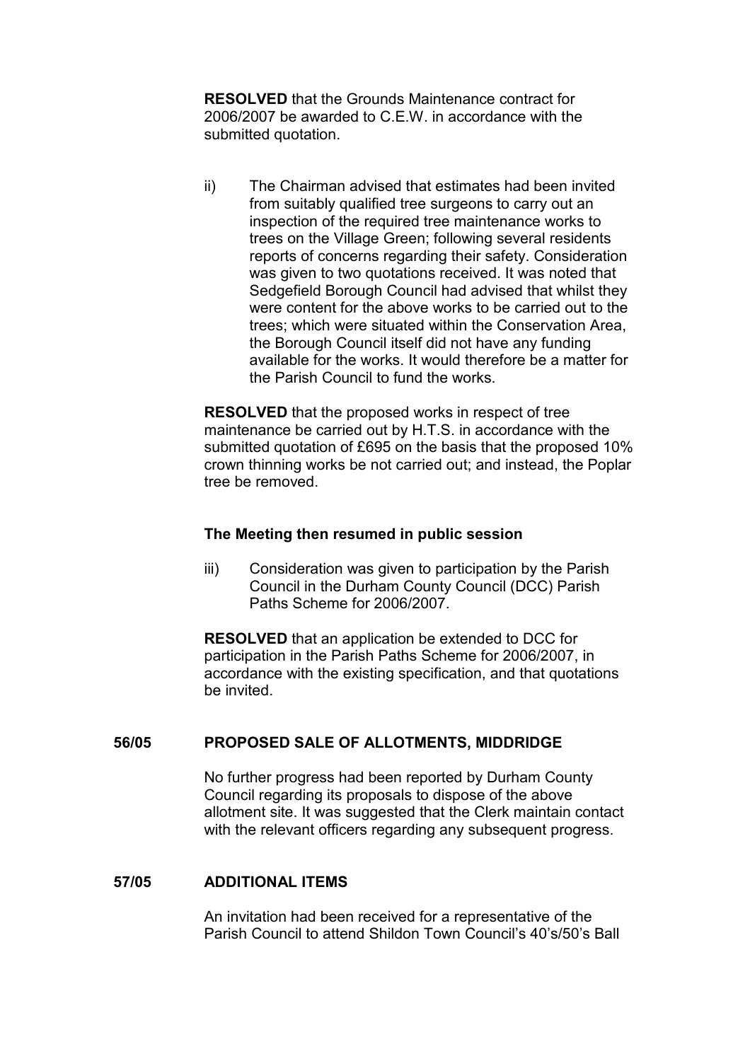**RESOLVED** that the Grounds Maintenance contract for 2006/2007 be awarded to C.E.W. in accordance with the submitted quotation.

ii) The Chairman advised that estimates had been invited from suitably qualified tree surgeons to carry out an inspection of the required tree maintenance works to trees on the Village Green; following several residents reports of concerns regarding their safety. Consideration was given to two quotations received. It was noted that Sedgefield Borough Council had advised that whilst they were content for the above works to be carried out to the trees; which were situated within the Conservation Area, the Borough Council itself did not have any funding available for the works. It would therefore be a matter for the Parish Council to fund the works.

**RESOLVED** that the proposed works in respect of tree maintenance be carried out by H.T.S. in accordance with the submitted quotation of £695 on the basis that the proposed 10% crown thinning works be not carried out; and instead, the Poplar tree be removed.

**The Meeting then resumed in public session**

iii) Consideration was given to participation by the Parish Council in the Durham County Council (DCC) Parish Paths Scheme for 2006/2007.

**RESOLVED** that an application be extended to DCC for participation in the Parish Paths Scheme for 2006/2007, in accordance with the existing specification, and that quotations be invited.

**56/05 PROPOSED SALE OF ALLOTMENTS, MIDDRIDGE**

No further progress had been reported by Durham County Council regarding its proposals to dispose of the above allotment site. It was suggested that the Clerk maintain contact with the relevant officers regarding any subsequent progress.

**57/05 ADDITIONAL ITEMS**

An invitation had been received for a representative of the Parish Council to attend Shildon Town Council's 40's/50's Ball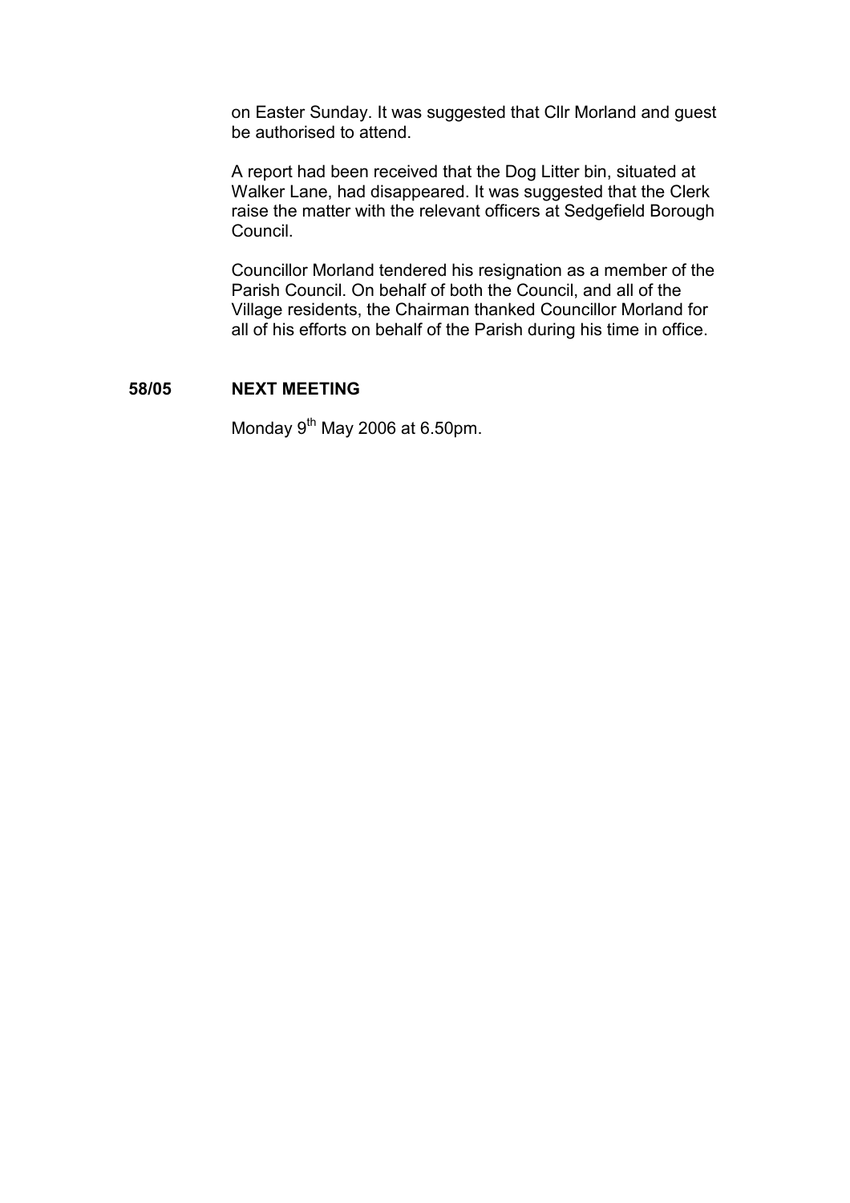on Easter Sunday. It was suggested that Cllr Morland and guest be authorised to attend.

A report had been received that the Dog Litter bin, situated at Walker Lane, had disappeared. It was suggested that the Clerk raise the matter with the relevant officers at Sedgefield Borough Council.

Councillor Morland tendered his resignation as a member of the Parish Council. On behalf of both the Council, and all of the Village residents, the Chairman thanked Councillor Morland for all of his efforts on behalf of the Parish during his time in office.

**58/05 NEXT MEETING**

Monday 9th May 2006 at 6.50pm.